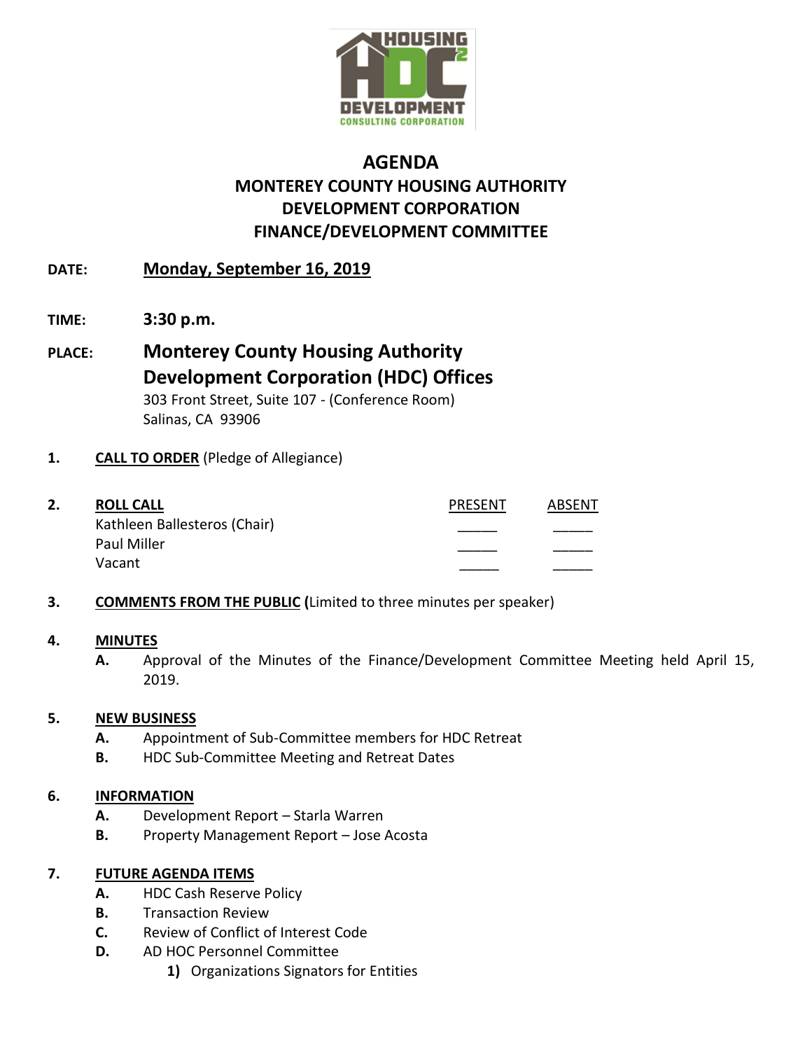# AGENDA

## MONTEREY COUNTY HOUSING AUTHORITY DEVELOPMENT CORPORATION FINANCE/DEVELOPMENT COMMITTEE

**DATE:** **Monday, September 16, 2019**

**TIME:** **3:30 p.m.**

**PLACE:** **Monterey County Housing Authority Development Corporation (HDC) Offices**
303 Front Street, Suite 107 - (Conference Room)
Salinas, CA 93906

**1.** **CALL TO ORDER** (Pledge of Allegiance)

**2.** **ROLL CALL**

| | PRESENT | ABSENT |
|---|---|---|
| Kathleen Ballesteros (Chair) | _____ | _____ |
| Paul Miller | _____ | _____ |
| Vacant | _____ | _____ |

**3.** **COMMENTS FROM THE PUBLIC (**Limited to three minutes per speaker)

**4.** **MINUTES**

**A.** Approval of the Minutes of the Finance/Development Committee Meeting held April 15, 2019.

**5.** **NEW BUSINESS**

**A.** Appointment of Sub-Committee members for HDC Retreat

**B.** HDC Sub-Committee Meeting and Retreat Dates

**6.** **INFORMATION**

**A.** Development Report – Starla Warren

**B.** Property Management Report – Jose Acosta

**7.** **FUTURE AGENDA ITEMS**

**A.** HDC Cash Reserve Policy

**B.** Transaction Review

**C.** Review of Conflict of Interest Code

**D.** AD HOC Personnel Committee

**1)** Organizations Signators for Entities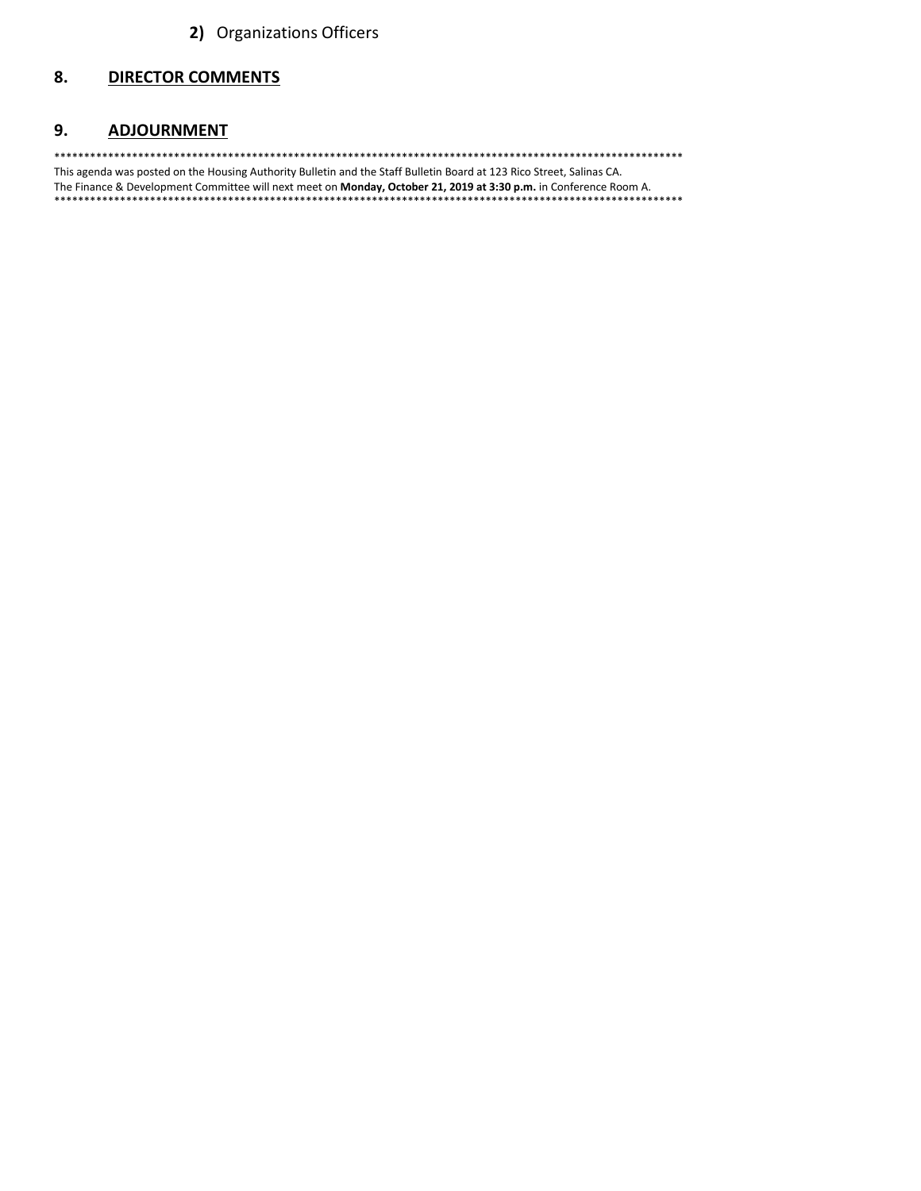**2)** Organizations Officers

## 8. DIRECTOR COMMENTS

## 9. ADJOURNMENT

*************************************************************************************************************

This agenda was posted on the Housing Authority Bulletin and the Staff Bulletin Board at 123 Rico Street, Salinas CA.
The Finance & Development Committee will next meet on **Monday, October 21, 2019 at 3:30 p.m.** in Conference Room A.

*************************************************************************************************************